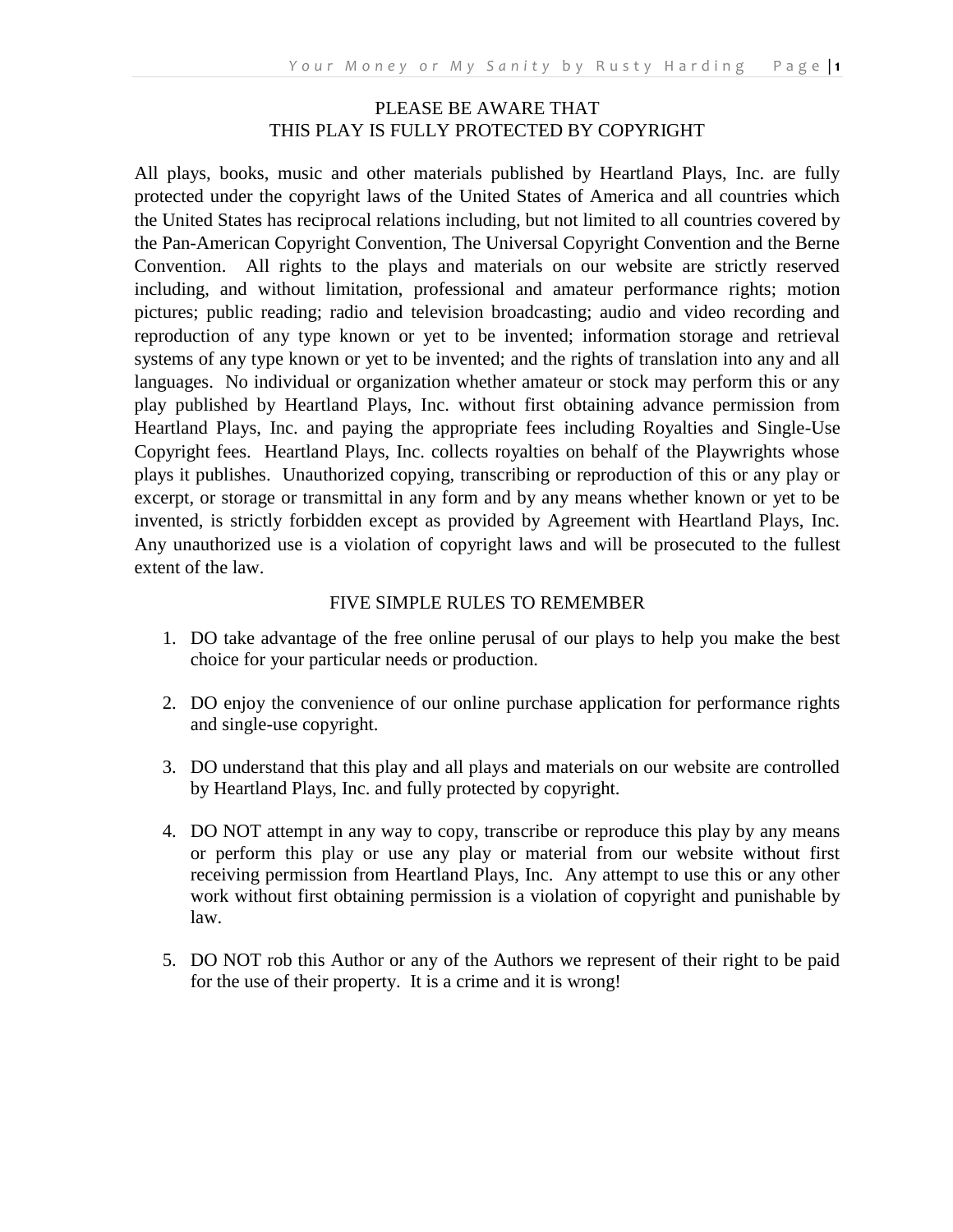# PLEASE BE AWARE THAT THIS PLAY IS FULLY PROTECTED BY COPYRIGHT

All plays, books, music and other materials published by Heartland Plays, Inc. are fully protected under the copyright laws of the United States of America and all countries which the United States has reciprocal relations including, but not limited to all countries covered by the Pan-American Copyright Convention, The Universal Copyright Convention and the Berne Convention. All rights to the plays and materials on our website are strictly reserved including, and without limitation, professional and amateur performance rights; motion pictures; public reading; radio and television broadcasting; audio and video recording and reproduction of any type known or yet to be invented; information storage and retrieval systems of any type known or yet to be invented; and the rights of translation into any and all languages. No individual or organization whether amateur or stock may perform this or any play published by Heartland Plays, Inc. without first obtaining advance permission from Heartland Plays, Inc. and paying the appropriate fees including Royalties and Single-Use Copyright fees. Heartland Plays, Inc. collects royalties on behalf of the Playwrights whose plays it publishes. Unauthorized copying, transcribing or reproduction of this or any play or excerpt, or storage or transmittal in any form and by any means whether known or yet to be invented, is strictly forbidden except as provided by Agreement with Heartland Plays, Inc. Any unauthorized use is a violation of copyright laws and will be prosecuted to the fullest extent of the law.

## FIVE SIMPLE RULES TO REMEMBER

1. DO take advantage of the free online perusal of our plays to help you make the best choice for your particular needs or production.

2. DO enjoy the convenience of our online purchase application for performance rights and single-use copyright.

3. DO understand that this play and all plays and materials on our website are controlled by Heartland Plays, Inc. and fully protected by copyright.

4. DO NOT attempt in any way to copy, transcribe or reproduce this play by any means or perform this play or use any play or material from our website without first receiving permission from Heartland Plays, Inc. Any attempt to use this or any other work without first obtaining permission is a violation of copyright and punishable by law.

5. DO NOT rob this Author or any of the Authors we represent of their right to be paid for the use of their property. It is a crime and it is wrong!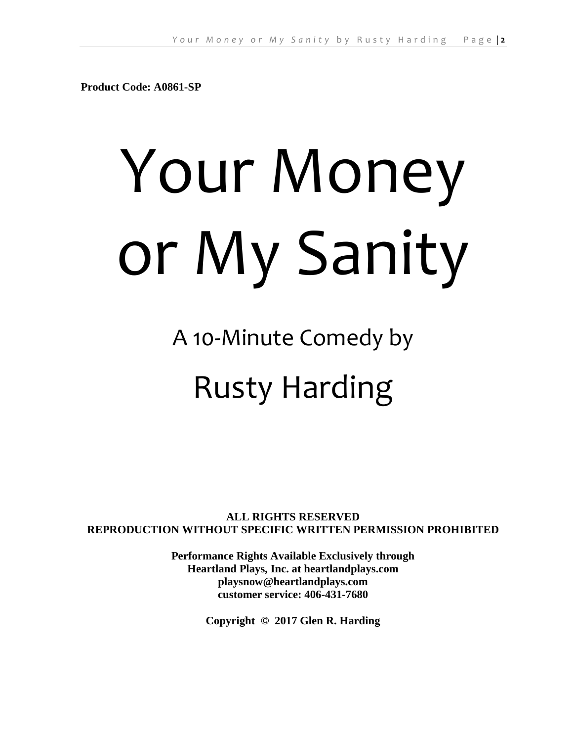**Product Code: A0861-SP**

# Your Money or My Sanity

## A 10-Minute Comedy by

## Rusty Harding

**ALL RIGHTS RESERVED**
**REPRODUCTION WITHOUT SPECIFIC WRITTEN PERMISSION PROHIBITED**

**Performance Rights Available Exclusively through**
**Heartland Plays, Inc. at heartlandplays.com**
**playsnow@heartlandplays.com**
**customer service: 406-431-7680**

**Copyright © 2017 Glen R. Harding**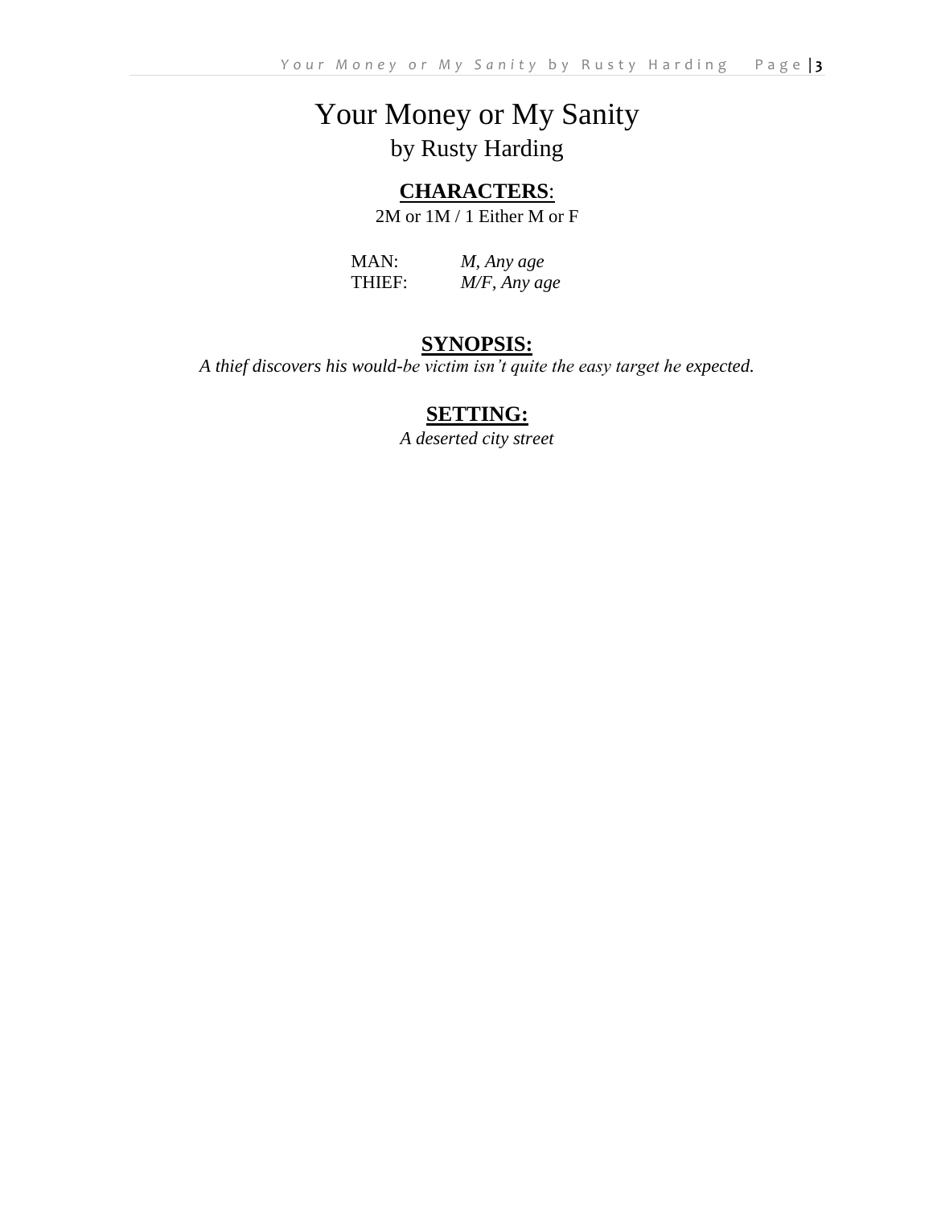# Your Money or My Sanity

by Rusty Harding

**CHARACTERS**:

2M or 1M / 1 Either M or F

MAN: *M, Any age*
THIEF: *M/F, Any age*

**SYNOPSIS:**

*A thief discovers his would-be victim isn't quite the easy target he expected.*

**SETTING:**

*A deserted city street*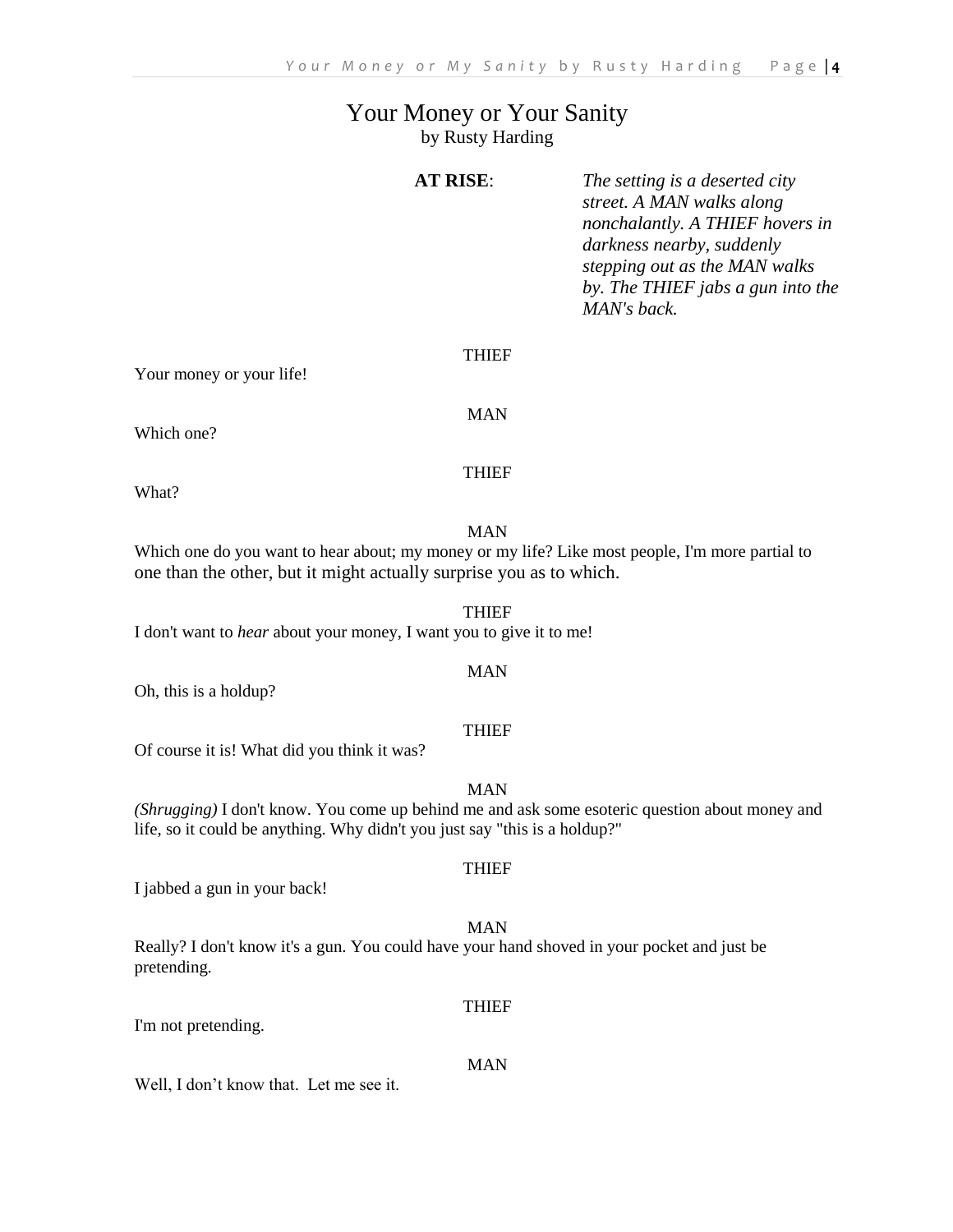# Your Money or Your Sanity

by Rusty Harding

**AT RISE**: *The setting is a deserted city street. A MAN walks along nonchalantly. A THIEF hovers in darkness nearby, suddenly stepping out as the MAN walks by. The THIEF jabs a gun into the MAN's back.*

THIEF

Your money or your life!

MAN

Which one?

THIEF

What?

MAN

Which one do you want to hear about; my money or my life? Like most people, I'm more partial to one than the other, but it might actually surprise you as to which.

THIEF

I don't want to *hear* about your money, I want you to give it to me!

MAN

Oh, this is a holdup?

THIEF

Of course it is! What did you think it was?

MAN

*(Shrugging)* I don't know. You come up behind me and ask some esoteric question about money and life, so it could be anything. Why didn't you just say "this is a holdup?"

THIEF

I jabbed a gun in your back!

MAN

Really? I don't know it's a gun. You could have your hand shoved in your pocket and just be pretending.

THIEF

I'm not pretending.

MAN

Well, I don't know that.  Let me see it.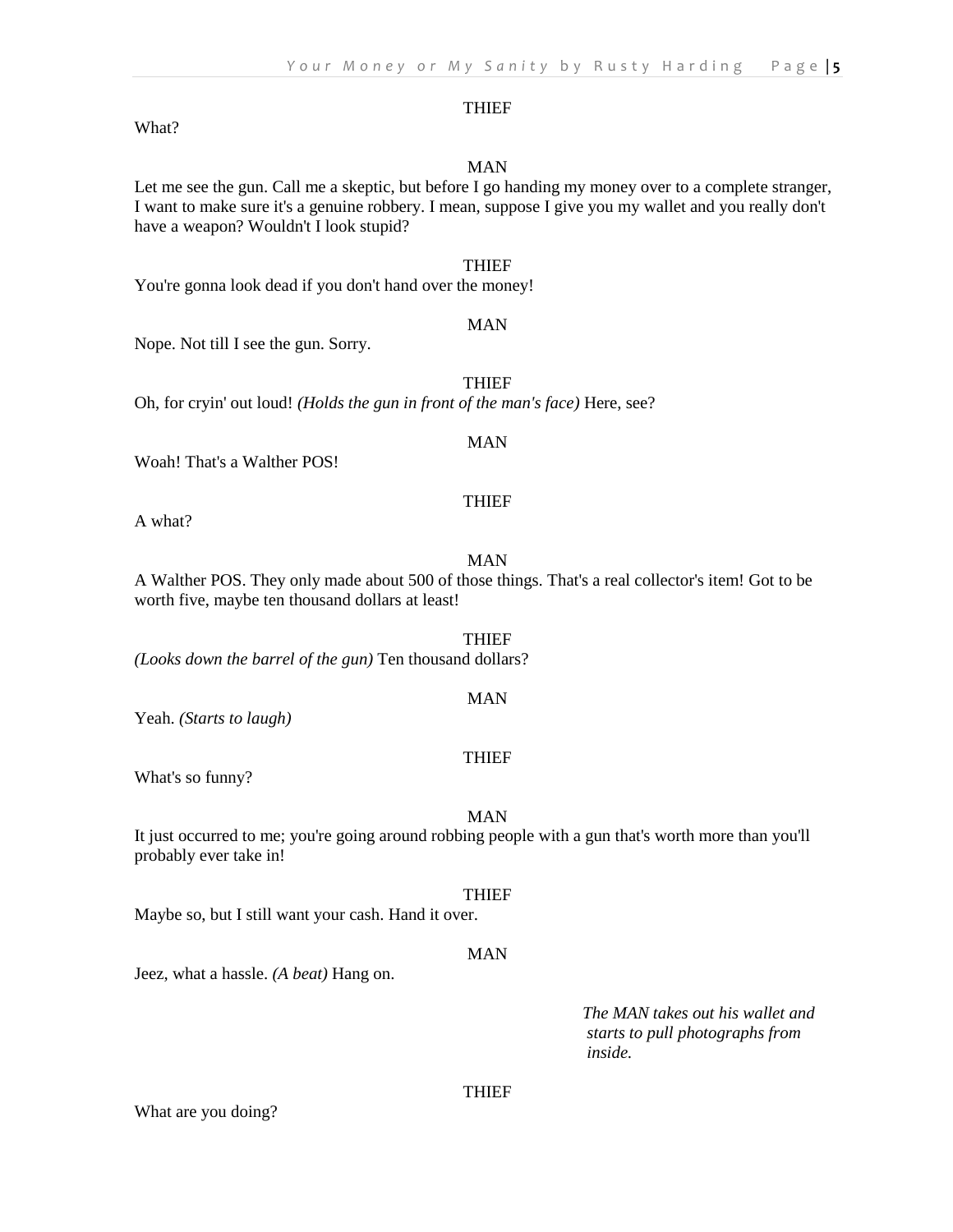THIEF

What?

MAN

Let me see the gun. Call me a skeptic, but before I go handing my money over to a complete stranger, I want to make sure it's a genuine robbery. I mean, suppose I give you my wallet and you really don't have a weapon? Wouldn't I look stupid?

THIEF

You're gonna look dead if you don't hand over the money!

MAN

Nope. Not till I see the gun. Sorry.

THIEF

Oh, for cryin' out loud! *(Holds the gun in front of the man's face)* Here, see?

MAN

Woah! That's a Walther POS!

THIEF

A what?

MAN

A Walther POS. They only made about 500 of those things. That's a real collector's item! Got to be worth five, maybe ten thousand dollars at least!

THIEF

*(Looks down the barrel of the gun)* Ten thousand dollars?

MAN

Yeah. *(Starts to laugh)*

THIEF

What's so funny?

MAN

It just occurred to me; you're going around robbing people with a gun that's worth more than you'll probably ever take in!

THIEF

Maybe so, but I still want your cash. Hand it over.

MAN

Jeez, what a hassle. *(A beat)* Hang on.

*The MAN takes out his wallet and starts to pull photographs from inside.*

THIEF

What are you doing?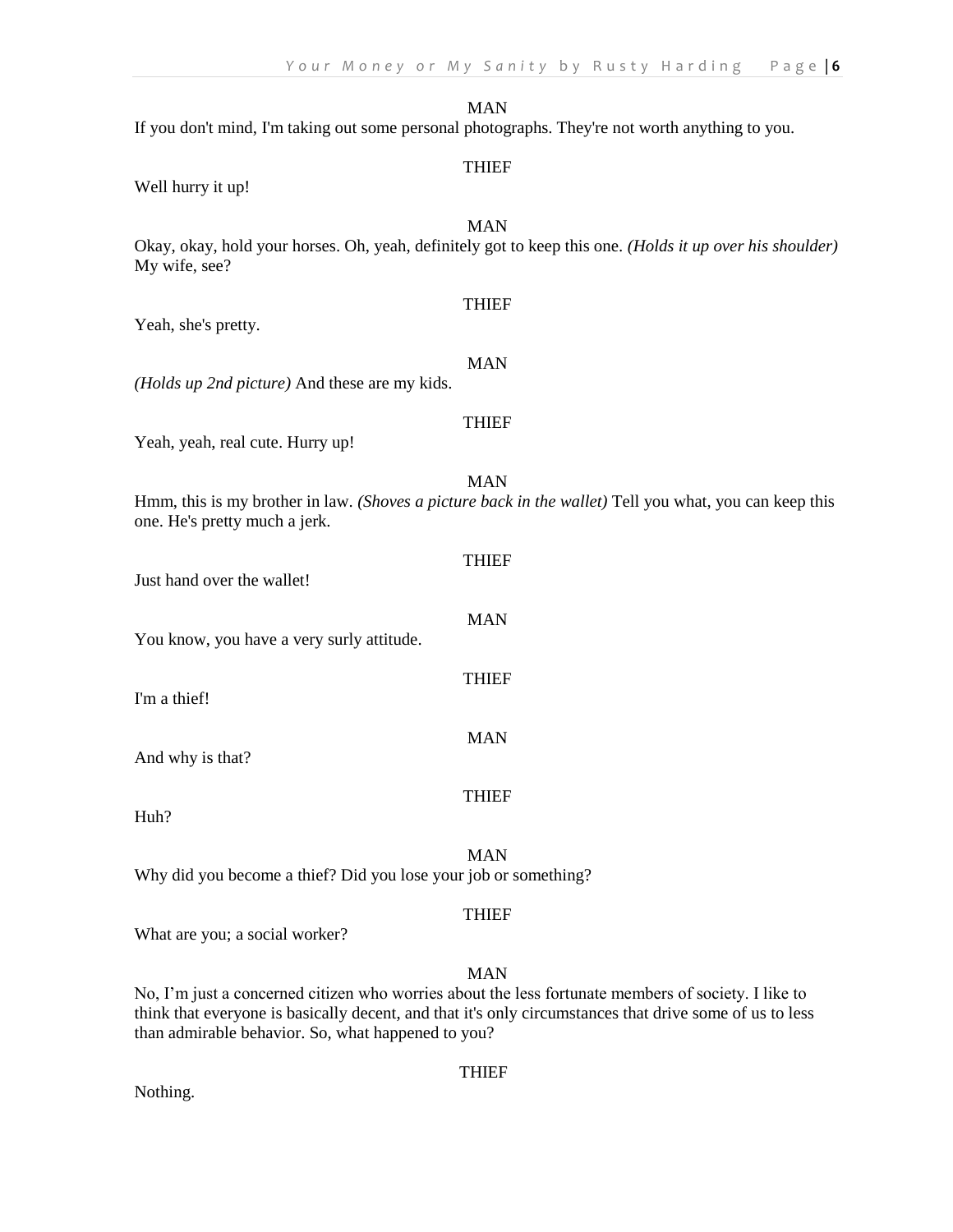MAN

If you don't mind, I'm taking out some personal photographs. They're not worth anything to you.

THIEF

Well hurry it up!

MAN

Okay, okay, hold your horses. Oh, yeah, definitely got to keep this one. *(Holds it up over his shoulder)* My wife, see?

THIEF

Yeah, she's pretty.

MAN

*(Holds up 2nd picture)* And these are my kids.

THIEF

Yeah, yeah, real cute. Hurry up!

MAN

Hmm, this is my brother in law. *(Shoves a picture back in the wallet)* Tell you what, you can keep this one. He's pretty much a jerk.

THIEF

Just hand over the wallet!

MAN

You know, you have a very surly attitude.

THIEF

I'm a thief!

MAN

And why is that?

THIEF

Huh?

MAN

Why did you become a thief? Did you lose your job or something?

THIEF

What are you; a social worker?

MAN

No, I'm just a concerned citizen who worries about the less fortunate members of society. I like to think that everyone is basically decent, and that it's only circumstances that drive some of us to less than admirable behavior. So, what happened to you?

THIEF

Nothing.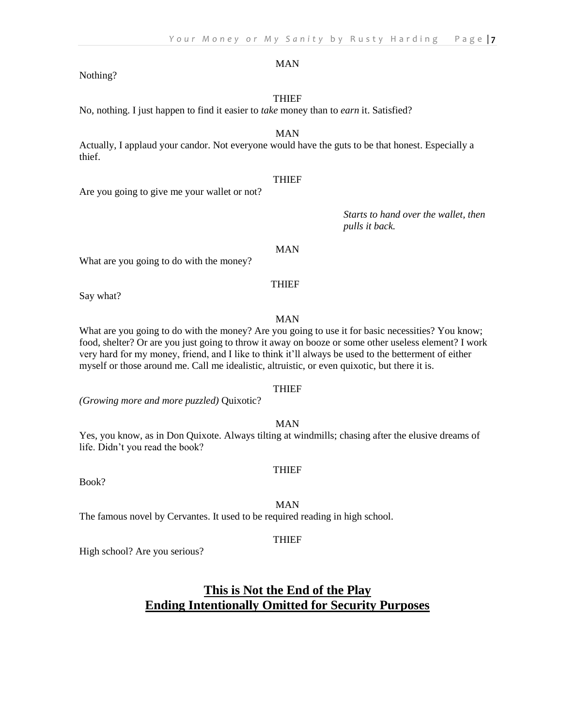MAN

Nothing?

THIEF

No, nothing. I just happen to find it easier to *take* money than to *earn* it. Satisfied?

MAN

Actually, I applaud your candor. Not everyone would have the guts to be that honest. Especially a thief.

THIEF

Are you going to give me your wallet or not?

*Starts to hand over the wallet, then pulls it back.*

MAN

What are you going to do with the money?

THIEF

Say what?

MAN

What are you going to do with the money? Are you going to use it for basic necessities? You know; food, shelter? Or are you just going to throw it away on booze or some other useless element? I work very hard for my money, friend, and I like to think it'll always be used to the betterment of either myself or those around me. Call me idealistic, altruistic, or even quixotic, but there it is.

THIEF

*(Growing more and more puzzled)* Quixotic?

MAN

Yes, you know, as in Don Quixote. Always tilting at windmills; chasing after the elusive dreams of life. Didn't you read the book?

THIEF

Book?

MAN

The famous novel by Cervantes. It used to be required reading in high school.

THIEF

High school? Are you serious?

## This is Not the End of the Play
## Ending Intentionally Omitted for Security Purposes